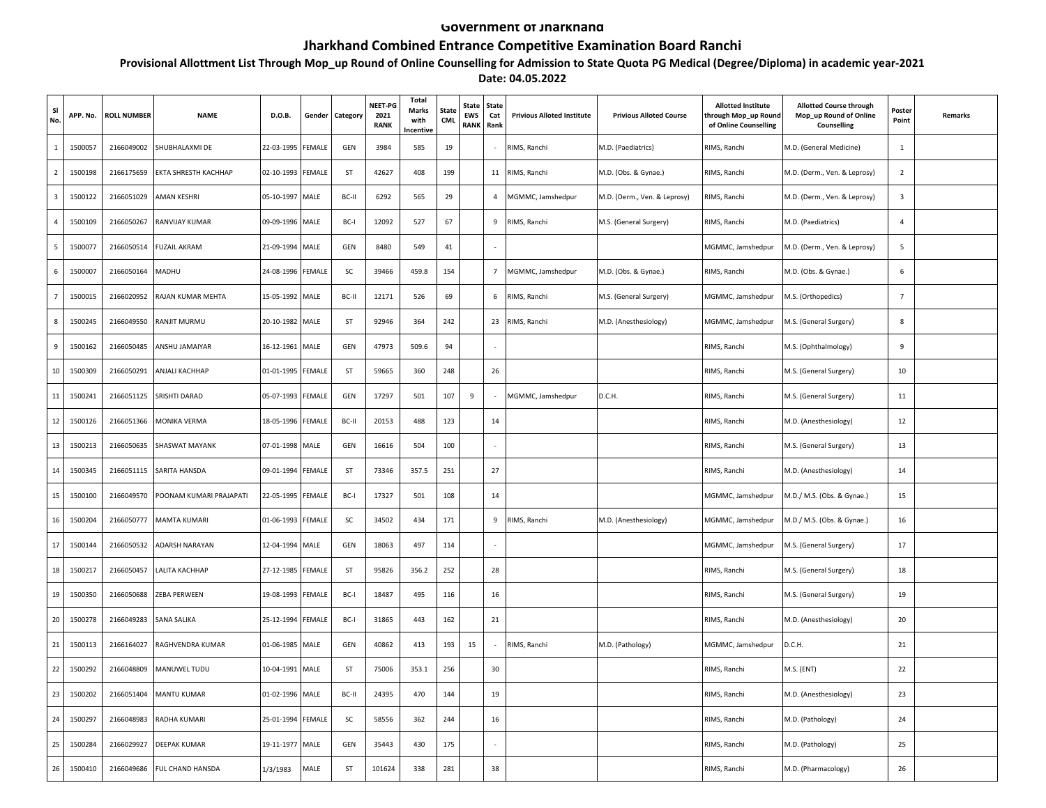# Government of Jharkhand

## Jharkhand Combined Entrance Competitive Examination Board Ranchi

### Provisional Allottment List Through Mop_up Round of Online Counselling for Admission to State Quota PG Medical (Degree/Diploma) in academic year-2021

**Date: 04.05.2022**

| Sl No. | APP. No. | ROLL NUMBER | NAME | D.O.B. | Gender | Category | NEET-PG 2021 RANK | Total Marks with Incentive | State CML | State EWS RANK | State Cat Rank | Privious Alloted Institute | Privious Alloted Course | Allotted Institute through Mop_up Round of Online Counselling | Allotted Course through Mop_up Round of Online Counselling | Poster Point | Remarks |
|---|---|---|---|---|---|---|---|---|---|---|---|---|---|---|---|---|---|
| 1 | 1500057 | 2166049002 | SHUBHALAXMI DE | 22-03-1995 | FEMALE | GEN | 3984 | 585 | 19 | | - | RIMS, Ranchi | M.D. (Paediatrics) | RIMS, Ranchi | M.D. (General Medicine) | 1 | |
| 2 | 1500198 | 2166175659 | EKTA SHRESTH KACHHAP | 02-10-1993 | FEMALE | ST | 42627 | 408 | 199 | | 11 | RIMS, Ranchi | M.D. (Obs. & Gynae.) | RIMS, Ranchi | M.D. (Derm., Ven. & Leprosy) | 2 | |
| 3 | 1500122 | 2166051029 | AMAN KESHRI | 05-10-1997 | MALE | BC-II | 6292 | 565 | 29 | | 4 | MGMMC, Jamshedpur | M.D. (Derm., Ven. & Leprosy) | RIMS, Ranchi | M.D. (Derm., Ven. & Leprosy) | 3 | |
| 4 | 1500109 | 2166050267 | RANVIJAY KUMAR | 09-09-1996 | MALE | BC-I | 12092 | 527 | 67 | | 9 | RIMS, Ranchi | M.S. (General Surgery) | RIMS, Ranchi | M.D. (Paediatrics) | 4 | |
| 5 | 1500077 | 2166050514 | FUZAIL AKRAM | 21-09-1994 | MALE | GEN | 8480 | 549 | 41 | | - | | | MGMMC, Jamshedpur | M.D. (Derm., Ven. & Leprosy) | 5 | |
| 6 | 1500007 | 2166050164 | MADHU | 24-08-1996 | FEMALE | SC | 39466 | 459.8 | 154 | | 7 | MGMMC, Jamshedpur | M.D. (Obs. & Gynae.) | RIMS, Ranchi | M.D. (Obs. & Gynae.) | 6 | |
| 7 | 1500015 | 2166020952 | RAJAN KUMAR MEHTA | 15-05-1992 | MALE | BC-II | 12171 | 526 | 69 | | 6 | RIMS, Ranchi | M.S. (General Surgery) | MGMMC, Jamshedpur | M.S. (Orthopedics) | 7 | |
| 8 | 1500245 | 2166049550 | RANJIT MURMU | 20-10-1982 | MALE | ST | 92946 | 364 | 242 | | 23 | RIMS, Ranchi | M.D. (Anesthesiology) | MGMMC, Jamshedpur | M.S. (General Surgery) | 8 | |
| 9 | 1500162 | 2166050485 | ANSHU JAMAIYAR | 16-12-1961 | MALE | GEN | 47973 | 509.6 | 94 | | - | | | RIMS, Ranchi | M.S. (Ophthalmology) | 9 | |
| 10 | 1500309 | 2166050291 | ANJALI KACHHAP | 01-01-1995 | FEMALE | ST | 59665 | 360 | 248 | | 26 | | | RIMS, Ranchi | M.S. (General Surgery) | 10 | |
| 11 | 1500241 | 2166051125 | SRISHTI DARAD | 05-07-1993 | FEMALE | GEN | 17297 | 501 | 107 | 9 | - | MGMMC, Jamshedpur | D.C.H. | RIMS, Ranchi | M.S. (General Surgery) | 11 | |
| 12 | 1500126 | 2166051366 | MONIKA VERMA | 18-05-1996 | FEMALE | BC-II | 20153 | 488 | 123 | | 14 | | | RIMS, Ranchi | M.D. (Anesthesiology) | 12 | |
| 13 | 1500213 | 2166050635 | SHASWAT MAYANK | 07-01-1998 | MALE | GEN | 16616 | 504 | 100 | | - | | | RIMS, Ranchi | M.S. (General Surgery) | 13 | |
| 14 | 1500345 | 2166051115 | SARITA HANSDA | 09-01-1994 | FEMALE | ST | 73346 | 357.5 | 251 | | 27 | | | RIMS, Ranchi | M.D. (Anesthesiology) | 14 | |
| 15 | 1500100 | 2166049570 | POONAM KUMARI PRAJAPATI | 22-05-1995 | FEMALE | BC-I | 17327 | 501 | 108 | | 14 | | | MGMMC, Jamshedpur | M.D./ M.S. (Obs. & Gynae.) | 15 | |
| 16 | 1500204 | 2166050777 | MAMTA KUMARI | 01-06-1993 | FEMALE | SC | 34502 | 434 | 171 | | 9 | RIMS, Ranchi | M.D. (Anesthesiology) | MGMMC, Jamshedpur | M.D./ M.S. (Obs. & Gynae.) | 16 | |
| 17 | 1500144 | 2166050532 | ADARSH NARAYAN | 12-04-1994 | MALE | GEN | 18063 | 497 | 114 | | - | | | MGMMC, Jamshedpur | M.S. (General Surgery) | 17 | |
| 18 | 1500217 | 2166050457 | LALITA KACHHAP | 27-12-1985 | FEMALE | ST | 95826 | 356.2 | 252 | | 28 | | | RIMS, Ranchi | M.S. (General Surgery) | 18 | |
| 19 | 1500350 | 2166050688 | ZEBA PERWEEN | 19-08-1993 | FEMALE | BC-I | 18487 | 495 | 116 | | 16 | | | RIMS, Ranchi | M.S. (General Surgery) | 19 | |
| 20 | 1500278 | 2166049283 | SANA SALIKA | 25-12-1994 | FEMALE | BC-I | 31865 | 443 | 162 | | 21 | | | RIMS, Ranchi | M.D. (Anesthesiology) | 20 | |
| 21 | 1500113 | 2166164027 | RAGHVENDRA KUMAR | 01-06-1985 | MALE | GEN | 40862 | 413 | 193 | 15 | - | RIMS, Ranchi | M.D. (Pathology) | MGMMC, Jamshedpur | D.C.H. | 21 | |
| 22 | 1500292 | 2166048809 | MANUWEL TUDU | 10-04-1991 | MALE | ST | 75006 | 353.1 | 256 | | 30 | | | RIMS, Ranchi | M.S. (ENT) | 22 | |
| 23 | 1500202 | 2166051404 | MANTU KUMAR | 01-02-1996 | MALE | BC-II | 24395 | 470 | 144 | | 19 | | | RIMS, Ranchi | M.D. (Anesthesiology) | 23 | |
| 24 | 1500297 | 2166048983 | RADHA KUMARI | 25-01-1994 | FEMALE | SC | 58556 | 362 | 244 | | 16 | | | RIMS, Ranchi | M.D. (Pathology) | 24 | |
| 25 | 1500284 | 2166029927 | DEEPAK KUMAR | 19-11-1977 | MALE | GEN | 35443 | 430 | 175 | | - | | | RIMS, Ranchi | M.D. (Pathology) | 25 | |
| 26 | 1500410 | 2166049686 | FUL CHAND HANSDA | 1/3/1983 | MALE | ST | 101624 | 338 | 281 | | 38 | | | RIMS, Ranchi | M.D. (Pharmacology) | 26 | |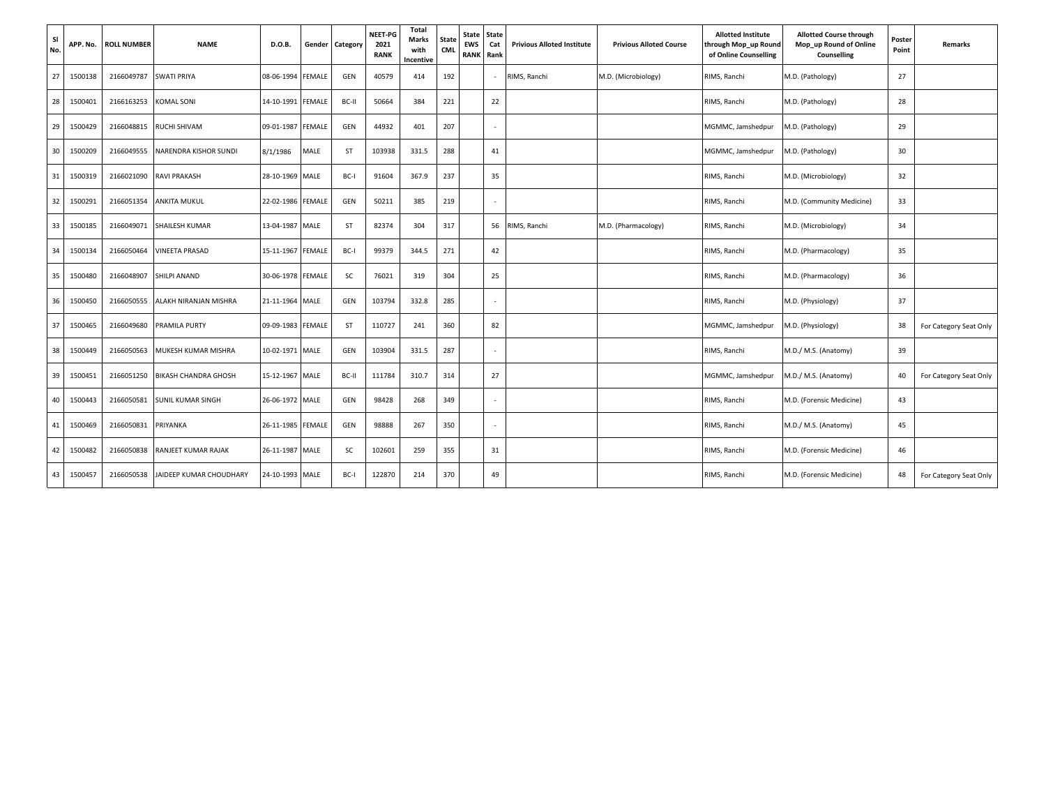| Sl No. | APP. No. | ROLL NUMBER | NAME | D.O.B. | Gender | Category | NEET-PG 2021 RANK | Total Marks with Incentive | State CML | State EWS RANK | State Cat Rank | Privious Alloted Institute | Privious Alloted Course | Allotted Institute through Mop_up Round of Online Counselling | Allotted Course through Mop_up Round of Online Counselling | Poster Point | Remarks |
|---|---|---|---|---|---|---|---|---|---|---|---|---|---|---|---|---|---|
| 27 | 1500138 | 2166049787 | SWATI PRIYA | 08-06-1994 | FEMALE | GEN | 40579 | 414 | 192 | | - | RIMS, Ranchi | M.D. (Microbiology) | RIMS, Ranchi | M.D. (Pathology) | 27 | |
| 28 | 1500401 | 2166163253 | KOMAL SONI | 14-10-1991 | FEMALE | BC-II | 50664 | 384 | 221 | | 22 | | | RIMS, Ranchi | M.D. (Pathology) | 28 | |
| 29 | 1500429 | 2166048815 | RUCHI SHIVAM | 09-01-1987 | FEMALE | GEN | 44932 | 401 | 207 | | - | | | MGMMC, Jamshedpur | M.D. (Pathology) | 29 | |
| 30 | 1500209 | 2166049555 | NARENDRA KISHOR SUNDI | 8/1/1986 | MALE | ST | 103938 | 331.5 | 288 | | 41 | | | MGMMC, Jamshedpur | M.D. (Pathology) | 30 | |
| 31 | 1500319 | 2166021090 | RAVI PRAKASH | 28-10-1969 | MALE | BC-I | 91604 | 367.9 | 237 | | 35 | | | RIMS, Ranchi | M.D. (Microbiology) | 32 | |
| 32 | 1500291 | 2166051354 | ANKITA MUKUL | 22-02-1986 | FEMALE | GEN | 50211 | 385 | 219 | | - | | | RIMS, Ranchi | M.D. (Community Medicine) | 33 | |
| 33 | 1500185 | 2166049071 | SHAILESH KUMAR | 13-04-1987 | MALE | ST | 82374 | 304 | 317 | | 56 | RIMS, Ranchi | M.D. (Pharmacology) | RIMS, Ranchi | M.D. (Microbiology) | 34 | |
| 34 | 1500134 | 2166050464 | VINEETA PRASAD | 15-11-1967 | FEMALE | BC-I | 99379 | 344.5 | 271 | | 42 | | | RIMS, Ranchi | M.D. (Pharmacology) | 35 | |
| 35 | 1500480 | 2166048907 | SHILPI ANAND | 30-06-1978 | FEMALE | SC | 76021 | 319 | 304 | | 25 | | | RIMS, Ranchi | M.D. (Pharmacology) | 36 | |
| 36 | 1500450 | 2166050555 | ALAKH NIRANJAN MISHRA | 21-11-1964 | MALE | GEN | 103794 | 332.8 | 285 | | - | | | RIMS, Ranchi | M.D. (Physiology) | 37 | |
| 37 | 1500465 | 2166049680 | PRAMILA PURTY | 09-09-1983 | FEMALE | ST | 110727 | 241 | 360 | | 82 | | | MGMMC, Jamshedpur | M.D. (Physiology) | 38 | For Category Seat Only |
| 38 | 1500449 | 2166050563 | MUKESH KUMAR MISHRA | 10-02-1971 | MALE | GEN | 103904 | 331.5 | 287 | | - | | | RIMS, Ranchi | M.D./ M.S. (Anatomy) | 39 | |
| 39 | 1500451 | 2166051250 | BIKASH CHANDRA GHOSH | 15-12-1967 | MALE | BC-II | 111784 | 310.7 | 314 | | 27 | | | MGMMC, Jamshedpur | M.D./ M.S. (Anatomy) | 40 | For Category Seat Only |
| 40 | 1500443 | 2166050581 | SUNIL KUMAR SINGH | 26-06-1972 | MALE | GEN | 98428 | 268 | 349 | | - | | | RIMS, Ranchi | M.D. (Forensic Medicine) | 43 | |
| 41 | 1500469 | 2166050831 | PRIYANKA | 26-11-1985 | FEMALE | GEN | 98888 | 267 | 350 | | - | | | RIMS, Ranchi | M.D./ M.S. (Anatomy) | 45 | |
| 42 | 1500482 | 2166050838 | RANJEET KUMAR RAJAK | 26-11-1987 | MALE | SC | 102601 | 259 | 355 | | 31 | | | RIMS, Ranchi | M.D. (Forensic Medicine) | 46 | |
| 43 | 1500457 | 2166050538 | JAIDEEP KUMAR CHOUDHARY | 24-10-1993 | MALE | BC-I | 122870 | 214 | 370 | | 49 | | | RIMS, Ranchi | M.D. (Forensic Medicine) | 48 | For Category Seat Only |